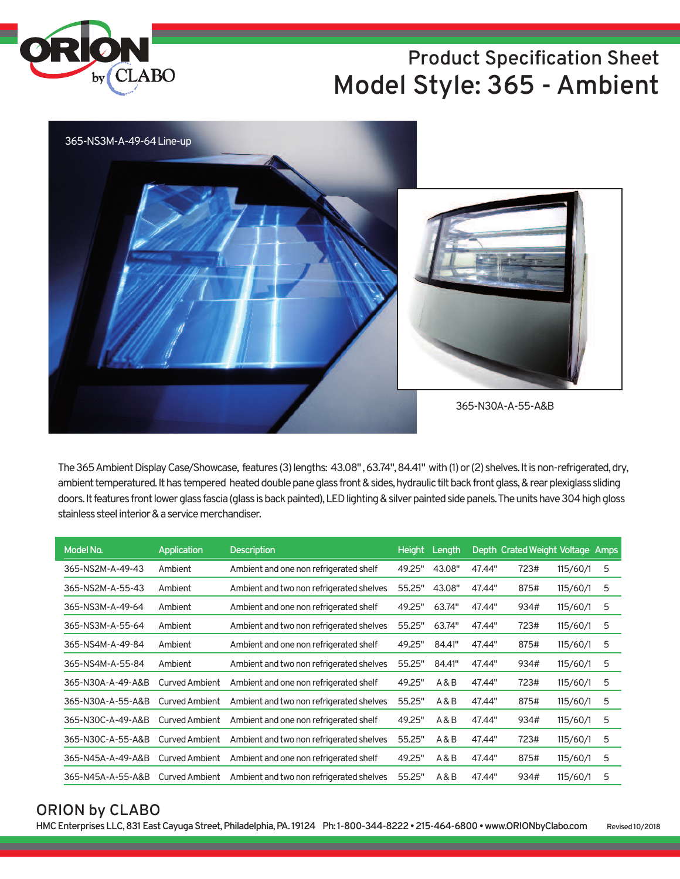# Product Specification Sheet

# Model Style: 365 - Ambient

365-NS3M-A-49-64 Line-up

365-N30A-A-55-A&B

The 365 Ambient Display Case/Showcase, features (3) lengths: 43.08" , 63.74", 84.41" with (1) or (2) shelves. It is non-refrigerated, dry, ambient temperatured. It has tempered heated double pane glass front & sides, hydraulic tilt back front glass, & rear plexiglass sliding doors. It features front lower glass fascia (glass is back painted), LED lighting & silver painted side panels. The units have 304 high gloss stainless steel interior & a service merchandiser.

| Model No. | Application | Description | Height | Length | Depth | Crated Weight | Voltage | Amps |
|---|---|---|---|---|---|---|---|---|
| 365-NS2M-A-49-43 | Ambient | Ambient and one non refrigerated shelf | 49.25" | 43.08" | 47.44" | 723# | 115/60/1 | 5 |
| 365-NS2M-A-55-43 | Ambient | Ambient and two non refrigerated shelves | 55.25" | 43.08" | 47.44" | 875# | 115/60/1 | 5 |
| 365-NS3M-A-49-64 | Ambient | Ambient and one non refrigerated shelf | 49.25" | 63.74" | 47.44" | 934# | 115/60/1 | 5 |
| 365-NS3M-A-55-64 | Ambient | Ambient and two non refrigerated shelves | 55.25" | 63.74" | 47.44" | 723# | 115/60/1 | 5 |
| 365-NS4M-A-49-84 | Ambient | Ambient and one non refrigerated shelf | 49.25" | 84.41" | 47.44" | 875# | 115/60/1 | 5 |
| 365-NS4M-A-55-84 | Ambient | Ambient and two non refrigerated shelves | 55.25" | 84.41" | 47.44" | 934# | 115/60/1 | 5 |
| 365-N30A-A-49-A&B | Curved Ambient | Ambient and one non refrigerated shelf | 49.25" | A & B | 47.44" | 723# | 115/60/1 | 5 |
| 365-N30A-A-55-A&B | Curved Ambient | Ambient and two non refrigerated shelves | 55.25" | A & B | 47.44" | 875# | 115/60/1 | 5 |
| 365-N30C-A-49-A&B | Curved Ambient | Ambient and one non refrigerated shelf | 49.25" | A & B | 47.44" | 934# | 115/60/1 | 5 |
| 365-N30C-A-55-A&B | Curved Ambient | Ambient and two non refrigerated shelves | 55.25" | A & B | 47.44" | 723# | 115/60/1 | 5 |
| 365-N45A-A-49-A&B | Curved Ambient | Ambient and one non refrigerated shelf | 49.25" | A & B | 47.44" | 875# | 115/60/1 | 5 |
| 365-N45A-A-55-A&B | Curved Ambient | Ambient and two non refrigerated shelves | 55.25" | A & B | 47.44" | 934# | 115/60/1 | 5 |

## ORION by CLABO

HMC Enterprises LLC, 831 East Cayuga Street, Philadelphia, PA. 19124 Ph: 1-800-344-8222 • 215-464-6800 • www.ORIONbyClabo.com

Revised 10/2018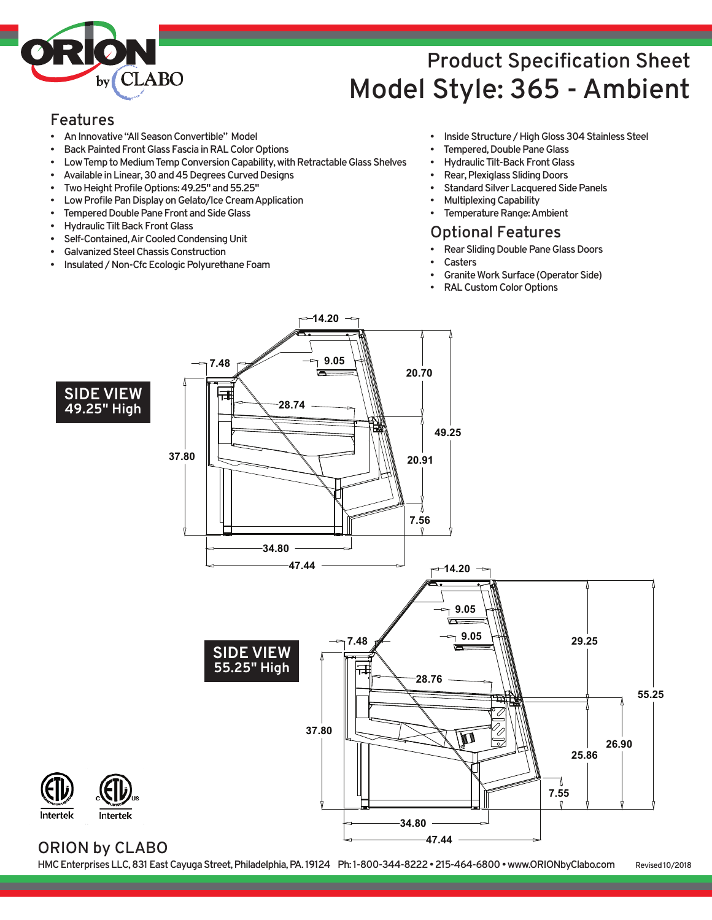# Product Specification Sheet

# Model Style: 365 - Ambient

## Features

- An Innovative "All Season Convertible" Model
- Back Painted Front Glass Fascia in RAL Color Options
- Low Temp to Medium Temp Conversion Capability, with Retractable Glass Shelves
- Available in Linear, 30 and 45 Degrees Curved Designs
- Two Height Profile Options: 49.25" and 55.25"
- Low Profile Pan Display on Gelato/Ice Cream Application
- Tempered Double Pane Front and Side Glass
- Hydraulic Tilt Back Front Glass
- Self-Contained, Air Cooled Condensing Unit
- Galvanized Steel Chassis Construction
- Insulated / Non-Cfc Ecologic Polyurethane Foam
- Inside Structure / High Gloss 304 Stainless Steel
- Tempered, Double Pane Glass
- Hydraulic Tilt-Back Front Glass
- Rear, Plexiglass Sliding Doors
- Standard Silver Lacquered Side Panels
- Multiplexing Capability
- Temperature Range: Ambient

## Optional Features

- Rear Sliding Double Pane Glass Doors
- Casters
- Granite Work Surface (Operator Side)
- RAL Custom Color Options

**SIDE VIEW 49.25" High**

14.20 · 7.48 · 9.05 · 20.70 · 28.74 · 49.25 · 37.80 · 20.91 · 7.56 · 34.80 · 47.44

**SIDE VIEW 55.25" High**

14.20 · 9.05 · 9.05 · 7.48 · 29.25 · 28.76 · 55.25 · 37.80 · 26.90 · 25.86 · 7.55 · 34.80 · 47.44

Intertek Intertek

## ORION by CLABO

HMC Enterprises LLC, 831 East Cayuga Street, Philadelphia, PA. 19124 Ph: 1-800-344-8222 • 215-464-6800 • www.ORIONbyClabo.com Revised 10/2018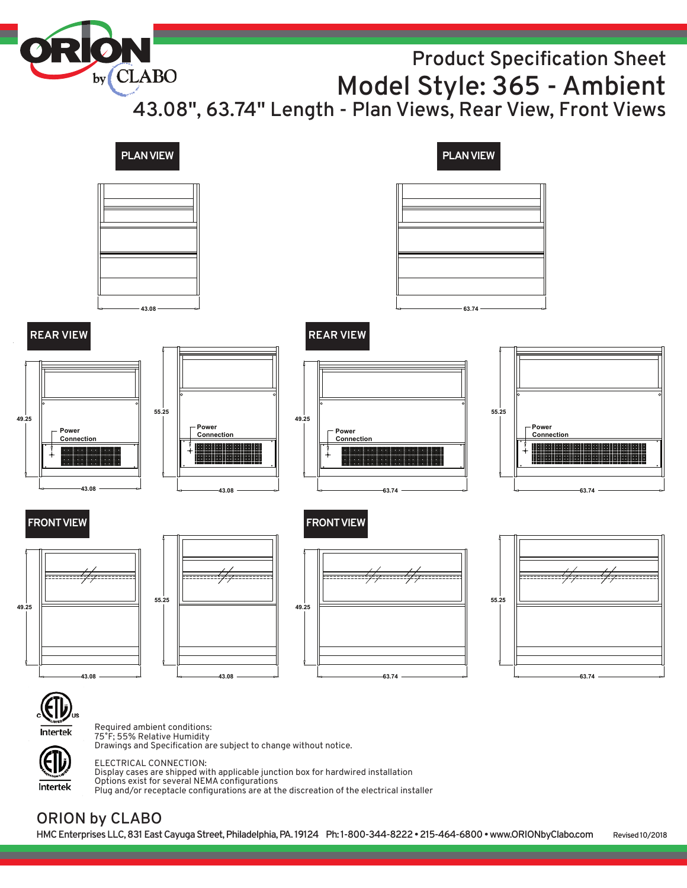Product Specification Sheet

# Model Style: 365 - Ambient

## 43.08", 63.74" Length - Plan Views, Rear View, Front Views

**PLAN VIEW**

43.08

**PLAN VIEW**

63.74

**REAR VIEW**

49.25 — Power Connection — 43.08

55.25 — Power Connection — 43.08

**REAR VIEW**

49.25 — Power Connection — 63.74

55.25 — Power Connection — 63.74

**FRONT VIEW**

49.25 — 43.08

55.25 — 43.08

**FRONT VIEW**

49.25 — 63.74

55.25 — 63.74

Intertek

Required ambient conditions:
75°F; 55% Relative Humidity
Drawings and Specification are subject to change without notice.

Intertek

ELECTRICAL CONNECTION:
Display cases are shipped with applicable junction box for hardwired installation
Options exist for several NEMA configurations
Plug and/or receptacle configurations are at the discreation of the electrical installer

ORION by CLABO

HMC Enterprises LLC, 831 East Cayuga Street, Philadelphia, PA. 19124 Ph: 1-800-344-8222 • 215-464-6800 • www.ORIONbyClabo.com Revised 10/2018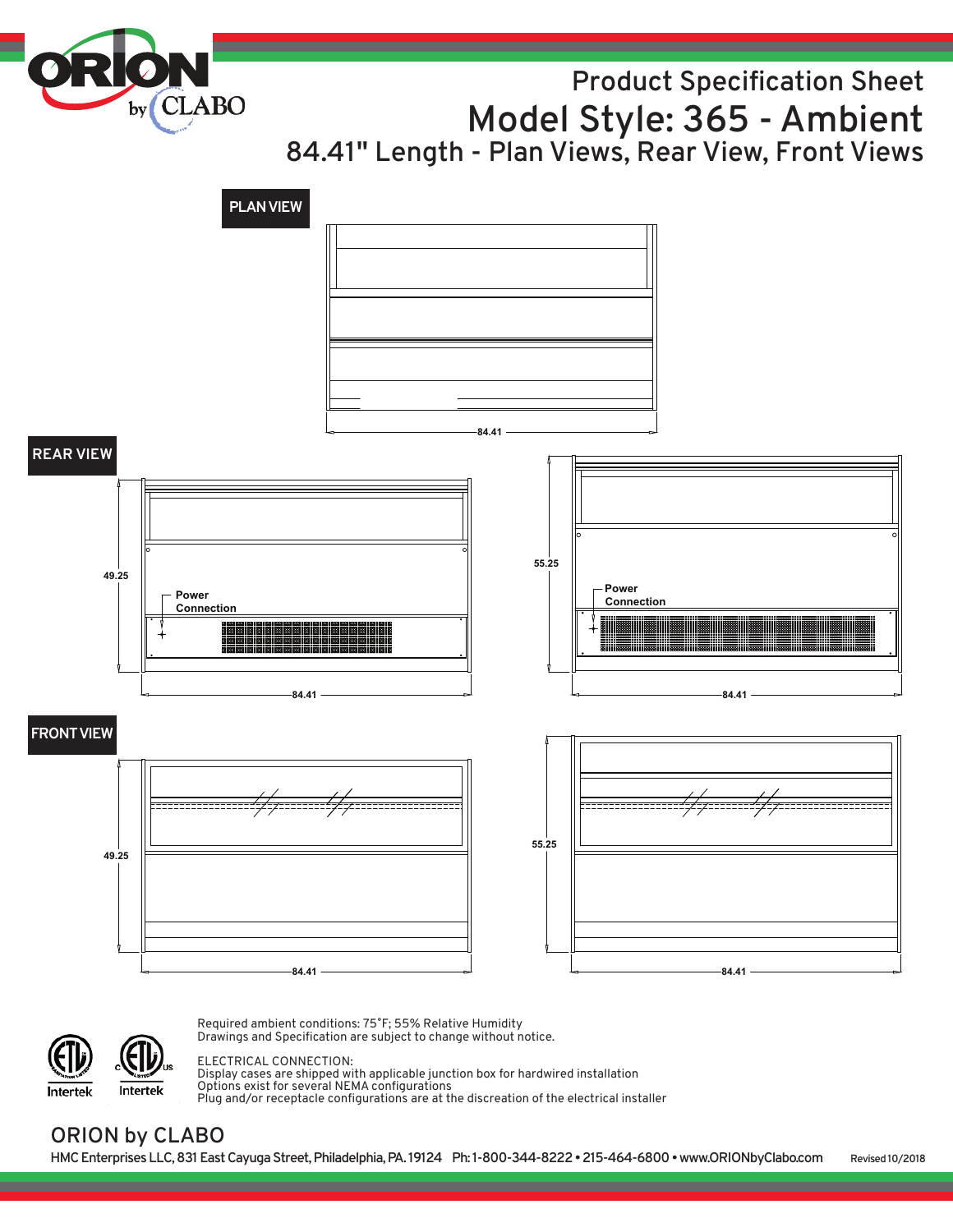# Product Specification Sheet

# Model Style: 365 - Ambient

## 84.41" Length - Plan Views, Rear View, Front Views

**PLAN VIEW**

84.41

**REAR VIEW**

49.25

Power Connection

84.41

55.25

Power Connection

84.41

**FRONT VIEW**

49.25

84.41

55.25

84.41

Required ambient conditions: 75°F; 55% Relative Humidity
Drawings and Specification are subject to change without notice.

ELECTRICAL CONNECTION:
Display cases are shipped with applicable junction box for hardwired installation
Options exist for several NEMA configurations
Plug and/or receptacle configurations are at the discreation of the electrical installer

Intertek Intertek

ORION by CLABO

HMC Enterprises LLC, 831 East Cayuga Street, Philadelphia, PA. 19124 Ph: 1-800-344-8222 • 215-464-6800 • www.ORIONbyClabo.com Revised 10/2018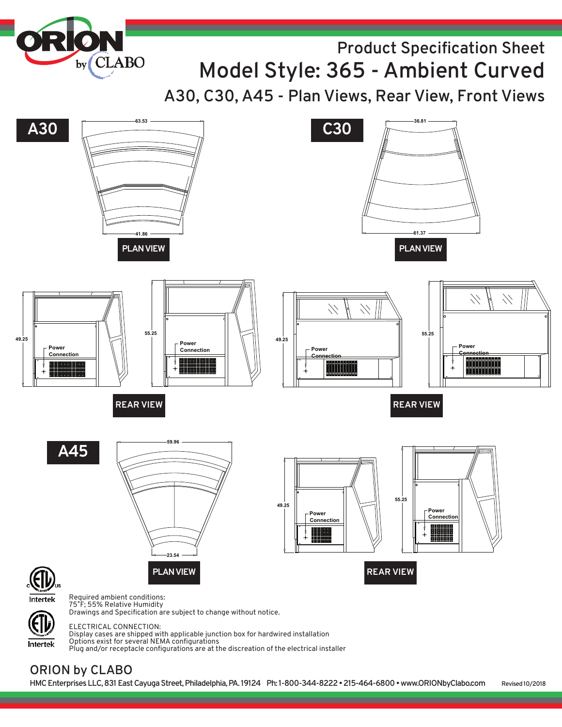Product Specification Sheet

# Model Style: 365 - Ambient Curved

## A30, C30, A45 - Plan Views, Rear View, Front Views

**A30**

63.53

41.86

PLAN VIEW

49.25

Power Connection

55.25

Power Connection

REAR VIEW

**C30**

36.81

61.37

PLAN VIEW

49.25

Power Connection

55.25

Power Connection

REAR VIEW

**A45**

59.96

23.54

PLAN VIEW

49.25

Power Connection

55.25

Power Connection

REAR VIEW

Required ambient conditions:
75˚F; 55% Relative Humidity
Drawings and Specification are subject to change without notice.

ELECTRICAL CONNECTION:
Display cases are shipped with applicable junction box for hardwired installation
Options exist for several NEMA configurations
Plug and/or receptacle configurations are at the discreation of the electrical installer

ORION by CLABO

HMC Enterprises LLC, 831 East Cayuga Street, Philadelphia, PA. 19124 Ph: 1-800-344-8222 • 215-464-6800 • www.ORIONbyClabo.com Revised 10/2018